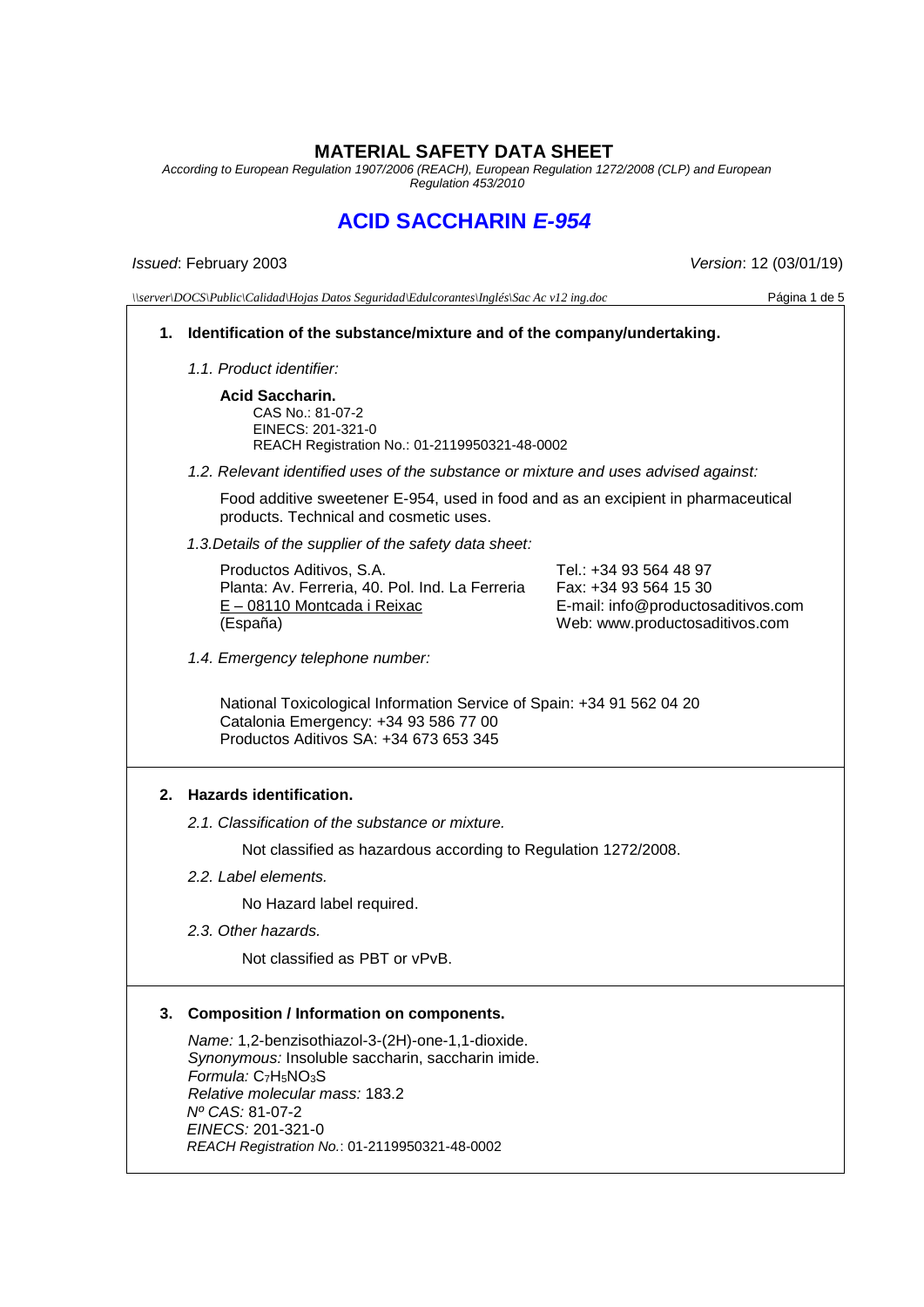# MATERIAL SAFETY DATA SHEET

*According to European Regulation 1907/2006 (REACH), European Regulation 1272/2008 (CLP) and European Regulation 453/2010*

# ACID SACCHARIN *E-954*

*Issued*: February 2003 *Version*: 12 (03/01/19)

## 1. Identification of the substance/mixture and of the company/undertaking.

*1.1. Product identifier:*

**Acid Saccharin.**
CAS No.: 81-07-2
EINECS: 201-321-0
REACH Registration No.: 01-2119950321-48-0002

*1.2. Relevant identified uses of the substance or mixture and uses advised against:*

Food additive sweetener E-954, used in food and as an excipient in pharmaceutical products. Technical and cosmetic uses.

*1.3.Details of the supplier of the safety data sheet:*

Productos Aditivos, S.A.
Planta: Av. Ferreria, 40. Pol. Ind. La Ferreria
E – 08110 Montcada i Reixac
(España)

Tel.: +34 93 564 48 97
Fax: +34 93 564 15 30
E-mail: info@productosaditivos.com
Web: www.productosaditivos.com

*1.4. Emergency telephone number:*

National Toxicological Information Service of Spain: +34 91 562 04 20
Catalonia Emergency: +34 93 586 77 00
Productos Aditivos SA: +34 673 653 345

## 2. Hazards identification.

*2.1. Classification of the substance or mixture.*

Not classified as hazardous according to Regulation 1272/2008.

*2.2. Label elements.*

No Hazard label required.

*2.3. Other hazards.*

Not classified as PBT or vPvB.

## 3. Composition / Information on components.

*Name:* 1,2-benzisothiazol-3-(2H)-one-1,1-dioxide.
*Synonymous:* Insoluble saccharin, saccharin imide.
*Formula:* $C_7H_5NO_3S$
*Relative molecular mass:* 183.2
*Nº CAS:* 81-07-2
*EINECS:* 201-321-0
*REACH Registration No.*: 01-2119950321-48-0002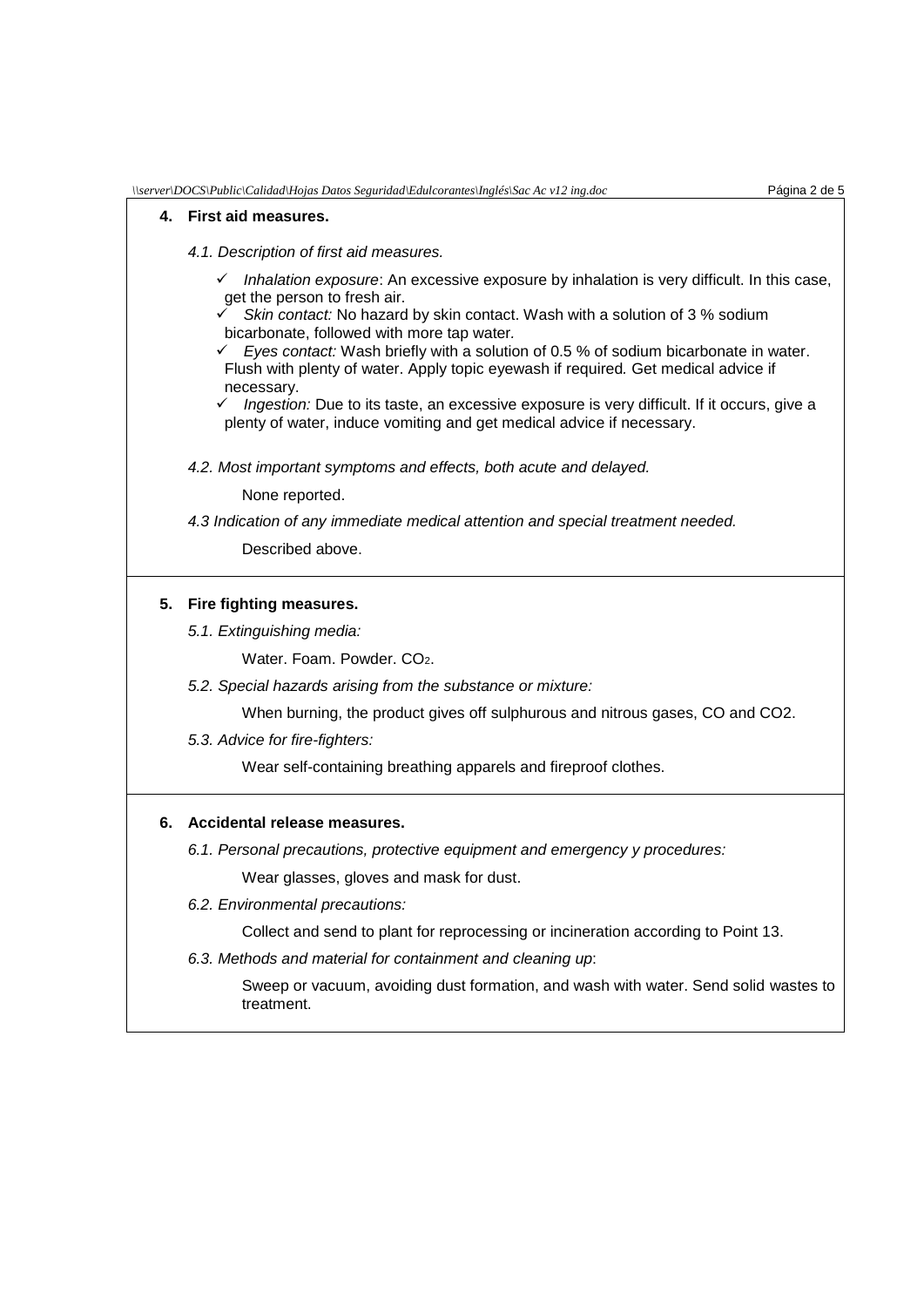## 4. First aid measures.

*4.1. Description of first aid measures.*

- ✓ *Inhalation exposure*: An excessive exposure by inhalation is very difficult. In this case, get the person to fresh air.
- ✓ *Skin contact:* No hazard by skin contact. Wash with a solution of 3 % sodium bicarbonate, followed with more tap water.
- ✓ *Eyes contact:* Wash briefly with a solution of 0.5 % of sodium bicarbonate in water. Flush with plenty of water. Apply topic eyewash if required. Get medical advice if necessary.
- ✓ *Ingestion:* Due to its taste, an excessive exposure is very difficult. If it occurs, give a plenty of water, induce vomiting and get medical advice if necessary.

*4.2. Most important symptoms and effects, both acute and delayed.*

None reported.

*4.3 Indication of any immediate medical attention and special treatment needed.*

Described above.

## 5. Fire fighting measures.

*5.1. Extinguishing media:*

Water. Foam. Powder. $CO_2$.

*5.2. Special hazards arising from the substance or mixture:*

When burning, the product gives off sulphurous and nitrous gases, CO and $CO_2$.

*5.3. Advice for fire-fighters:*

Wear self-containing breathing apparels and fireproof clothes.

## 6. Accidental release measures.

*6.1. Personal precautions, protective equipment and emergency y procedures:*

Wear glasses, gloves and mask for dust.

*6.2. Environmental precautions:*

Collect and send to plant for reprocessing or incineration according to Point 13.

*6.3. Methods and material for containment and cleaning up*:

Sweep or vacuum, avoiding dust formation, and wash with water. Send solid wastes to treatment.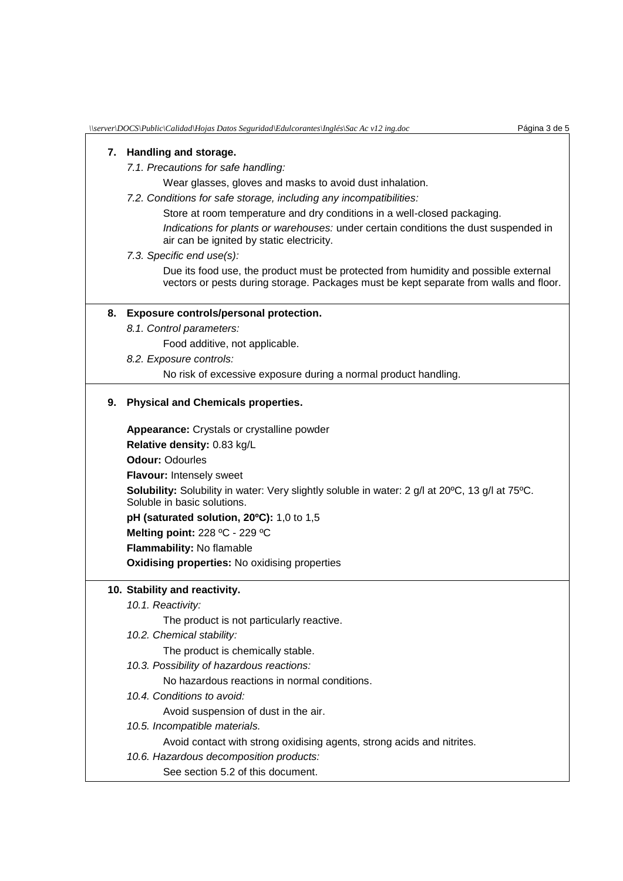## 7. Handling and storage.

*7.1. Precautions for safe handling:*

Wear glasses, gloves and masks to avoid dust inhalation.

*7.2. Conditions for safe storage, including any incompatibilities:*

Store at room temperature and dry conditions in a well-closed packaging.

*Indications for plants or warehouses:* under certain conditions the dust suspended in air can be ignited by static electricity.

*7.3. Specific end use(s):*

Due its food use, the product must be protected from humidity and possible external vectors or pests during storage. Packages must be kept separate from walls and floor.

## 8. Exposure controls/personal protection.

*8.1. Control parameters:*

Food additive, not applicable.

*8.2. Exposure controls:*

No risk of excessive exposure during a normal product handling.

## 9. Physical and Chemicals properties.

**Appearance:** Crystals or crystalline powder

**Relative density:** 0.83 kg/L

**Odour:** Odourles

**Flavour:** Intensely sweet

**Solubility:** Solubility in water: Very slightly soluble in water: 2 g/l at 20ºC, 13 g/l at 75ºC. Soluble in basic solutions.

**pH (saturated solution, 20ºC):** 1,0 to 1,5

**Melting point:** 228 ºC - 229 ºC

**Flammability:** No flamable

**Oxidising properties:** No oxidising properties

## 10. Stability and reactivity.

*10.1. Reactivity:*

The product is not particularly reactive.

*10.2. Chemical stability:*

The product is chemically stable.

*10.3. Possibility of hazardous reactions:*

No hazardous reactions in normal conditions.

*10.4. Conditions to avoid:*

Avoid suspension of dust in the air.

*10.5. Incompatible materials.*

Avoid contact with strong oxidising agents, strong acids and nitrites.

*10.6. Hazardous decomposition products:*

See section 5.2 of this document.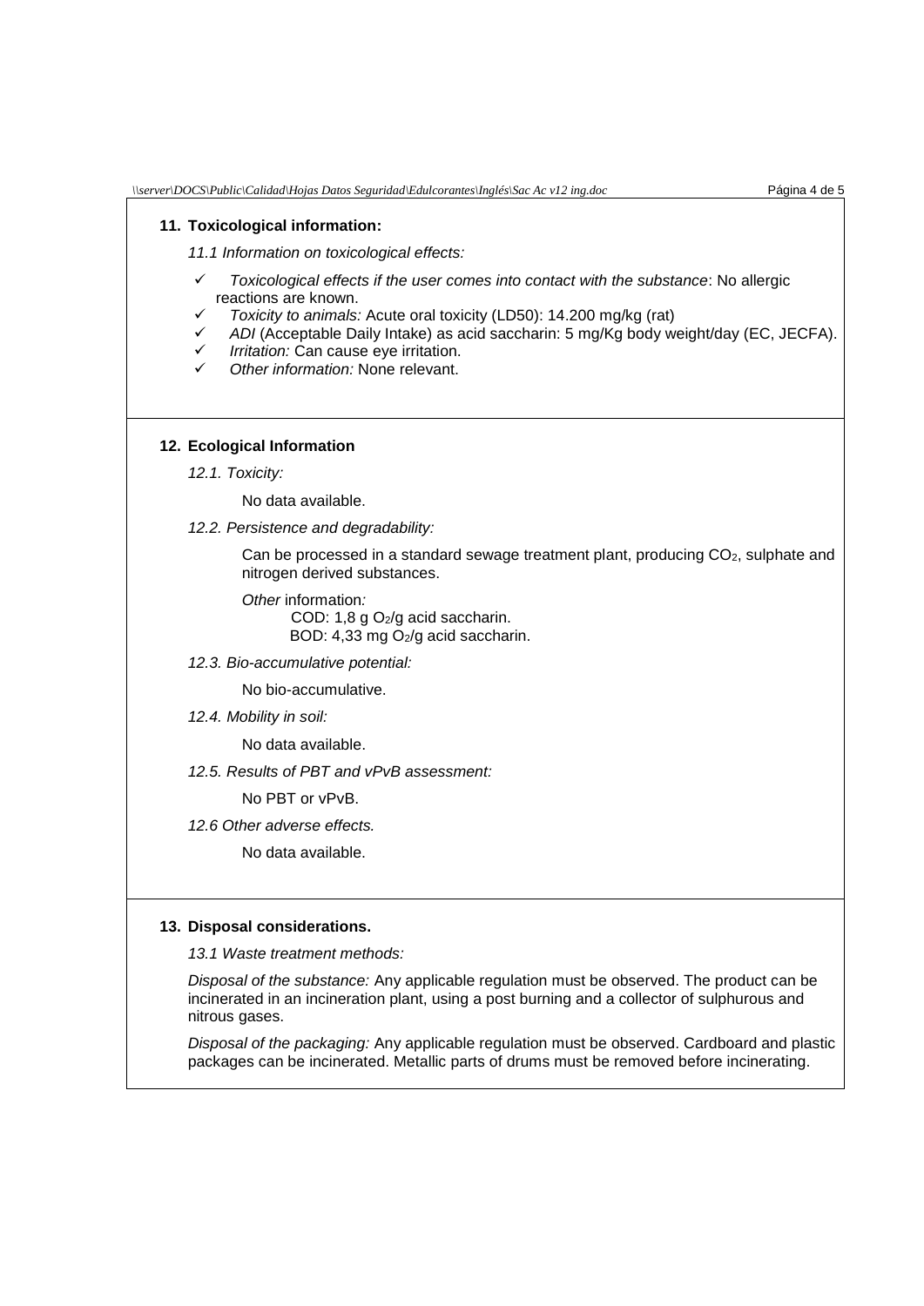## 11. Toxicological information:

*11.1 Information on toxicological effects:*

- ✓ *Toxicological effects if the user comes into contact with the substance*: No allergic reactions are known.
- ✓ *Toxicity to animals:* Acute oral toxicity (LD50): 14.200 mg/kg (rat)
- ✓ *ADI* (Acceptable Daily Intake) as acid saccharin: 5 mg/Kg body weight/day (EC, JECFA).
- ✓ *Irritation:* Can cause eye irritation.
- ✓ *Other information:* None relevant.

## 12. Ecological Information

*12.1. Toxicity:*

No data available.

*12.2. Persistence and degradability:*

Can be processed in a standard sewage treatment plant, producing $CO_2$, sulphate and nitrogen derived substances.

*Other* information*:*

COD: 1,8 g $O_2$/g acid saccharin.
BOD: 4,33 mg $O_2$/g acid saccharin.

*12.3. Bio-accumulative potential:*

No bio-accumulative.

*12.4. Mobility in soil:*

No data available.

*12.5. Results of PBT and vPvB assessment:*

No PBT or vPvB.

*12.6 Other adverse effects.*

No data available.

## 13. Disposal considerations.

*13.1 Waste treatment methods:*

*Disposal of the substance:* Any applicable regulation must be observed. The product can be incinerated in an incineration plant, using a post burning and a collector of sulphurous and nitrous gases.

*Disposal of the packaging:* Any applicable regulation must be observed. Cardboard and plastic packages can be incinerated. Metallic parts of drums must be removed before incinerating.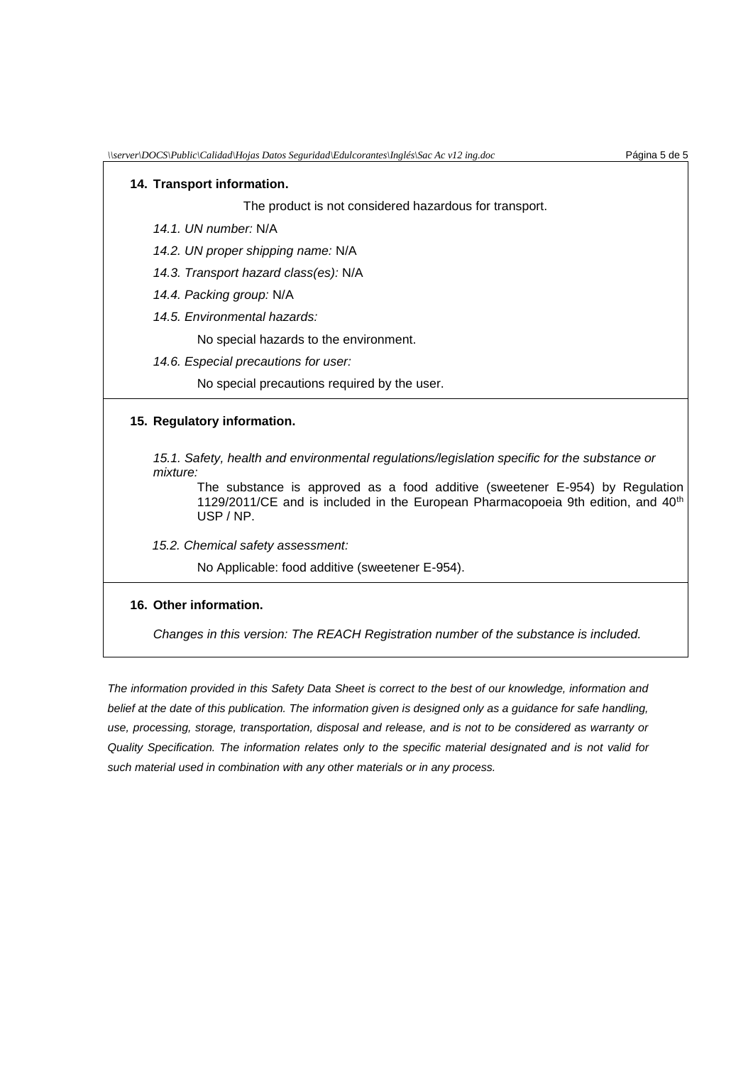## 14. Transport information.

The product is not considered hazardous for transport.

*14.1. UN number:* N/A

*14.2. UN proper shipping name:* N/A

*14.3. Transport hazard class(es):* N/A

*14.4. Packing group:* N/A

*14.5. Environmental hazards:*

No special hazards to the environment.

*14.6. Especial precautions for user:*

No special precautions required by the user.

## 15. Regulatory information.

*15.1. Safety, health and environmental regulations/legislation specific for the substance or mixture:*

The substance is approved as a food additive (sweetener E-954) by Regulation 1129/2011/CE and is included in the European Pharmacopoeia 9th edition, and 40th USP / NP.

*15.2. Chemical safety assessment:*

No Applicable: food additive (sweetener E-954).

## 16. Other information.

*Changes in this version: The REACH Registration number of the substance is included.*

*The information provided in this Safety Data Sheet is correct to the best of our knowledge, information and belief at the date of this publication. The information given is designed only as a guidance for safe handling, use, processing, storage, transportation, disposal and release, and is not to be considered as warranty or Quality Specification. The information relates only to the specific material designated and is not valid for such material used in combination with any other materials or in any process.*